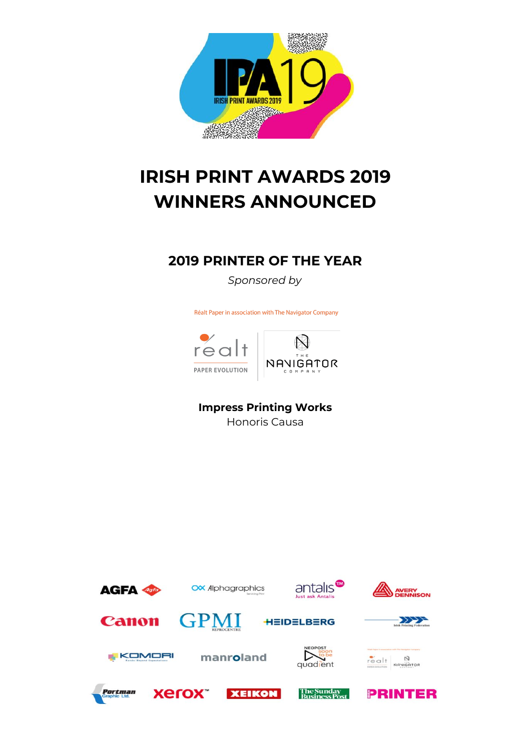# IRISH PRINT AWARDS 2019 WINNERS ANNOUNCED

## 2019 PRINTER OF THE YEAR

*Sponsored by*

Réalt Paper in association with The Navigator Company

**Impress Printing Works**
Honoris Causa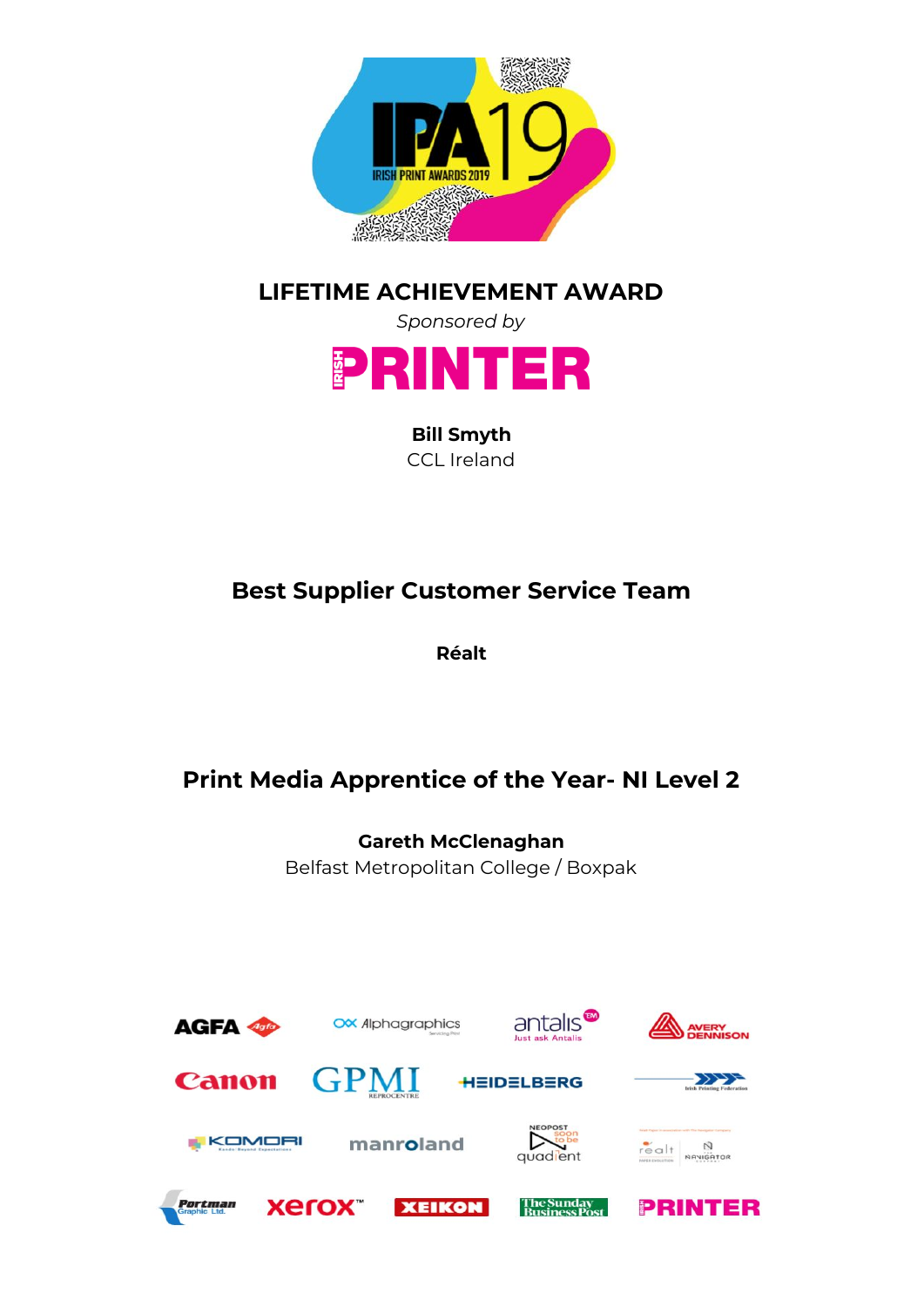## LIFETIME ACHIEVEMENT AWARD

*Sponsored by*

IRISH PRINTER

**Bill Smyth**
CCL Ireland

## Best Supplier Customer Service Team

**Réalt**

## Print Media Apprentice of the Year- NI Level 2

**Gareth McClenaghan**
Belfast Metropolitan College / Boxpak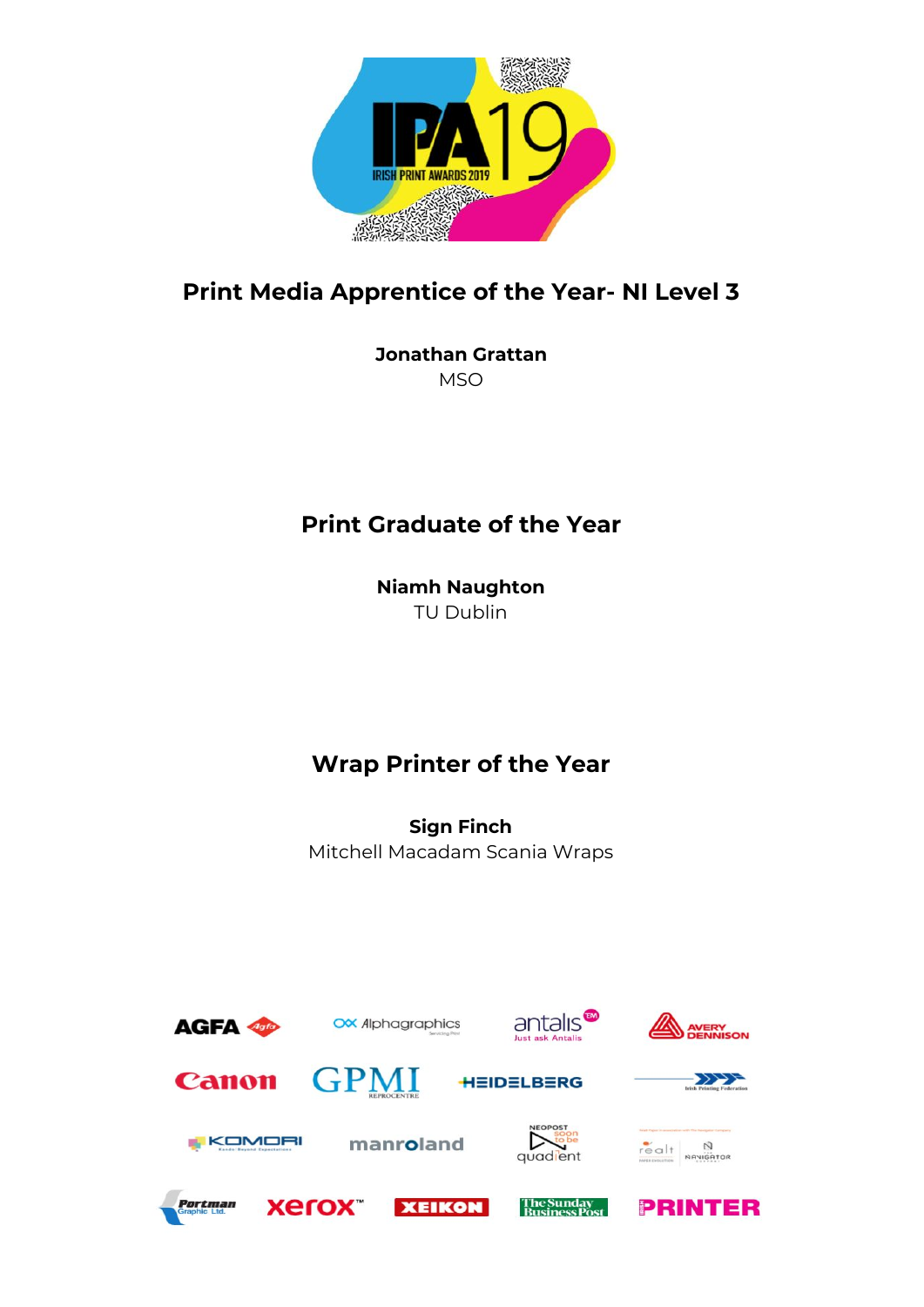## Print Media Apprentice of the Year- NI Level 3

**Jonathan Grattan**
MSO

## Print Graduate of the Year

**Niamh Naughton**
TU Dublin

## Wrap Printer of the Year

**Sign Finch**
Mitchell Macadam Scania Wraps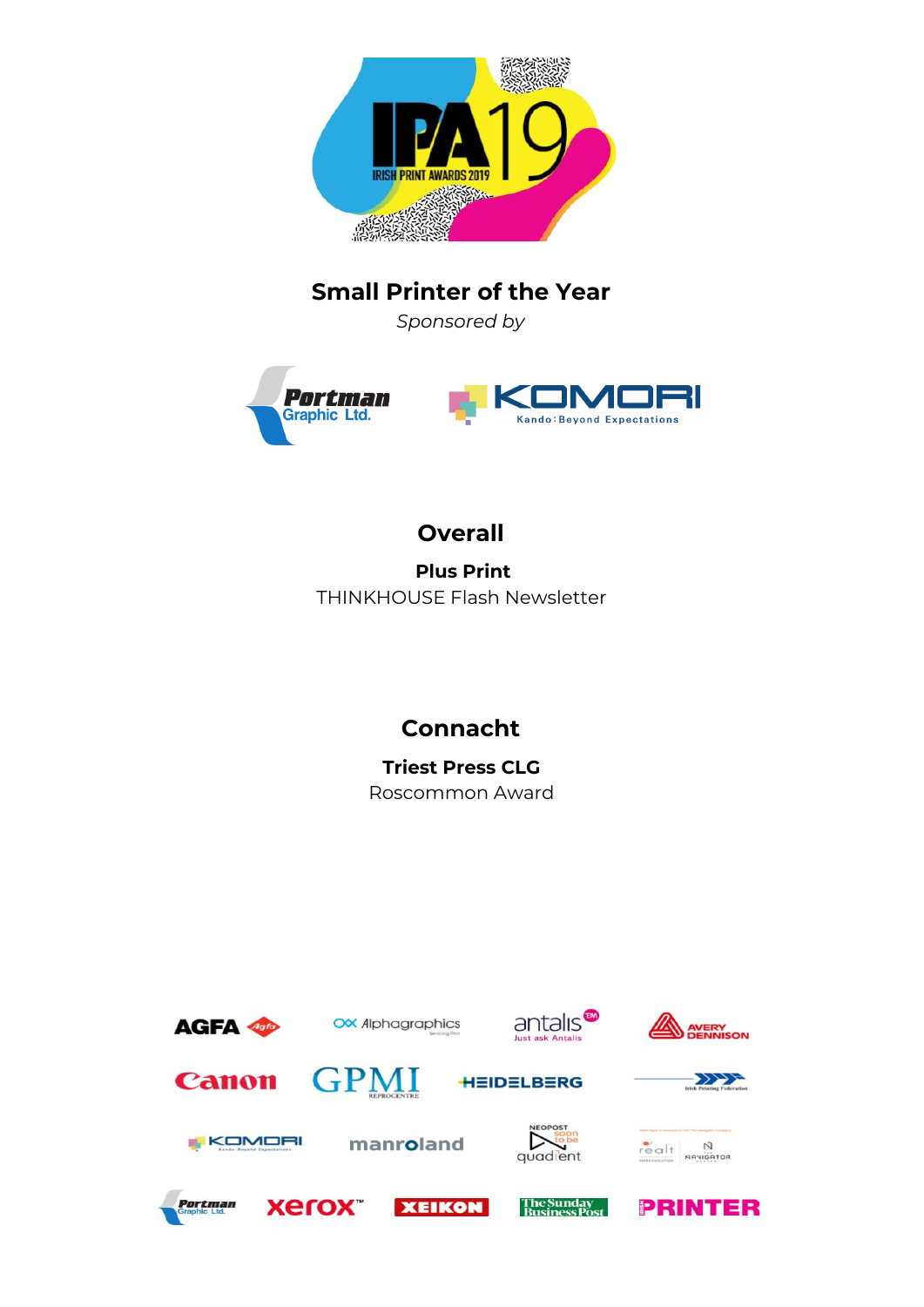## Small Printer of the Year

*Sponsored by*

### Overall

**Plus Print**
THINKHOUSE Flash Newsletter

### Connacht

**Triest Press CLG**
Roscommon Award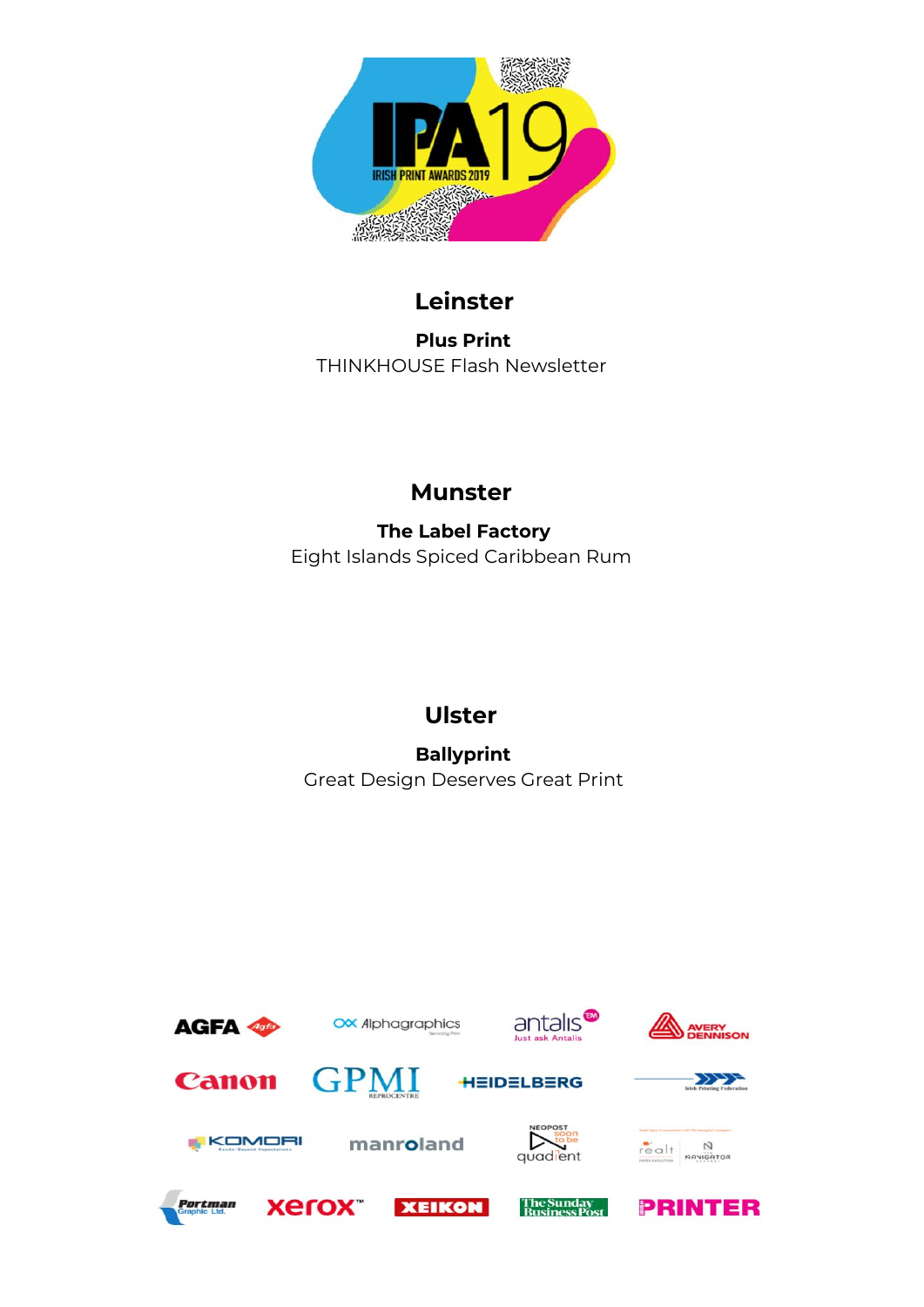## Leinster

**Plus Print**
THINKHOUSE Flash Newsletter

## Munster

**The Label Factory**
Eight Islands Spiced Caribbean Rum

## Ulster

**Ballyprint**
Great Design Deserves Great Print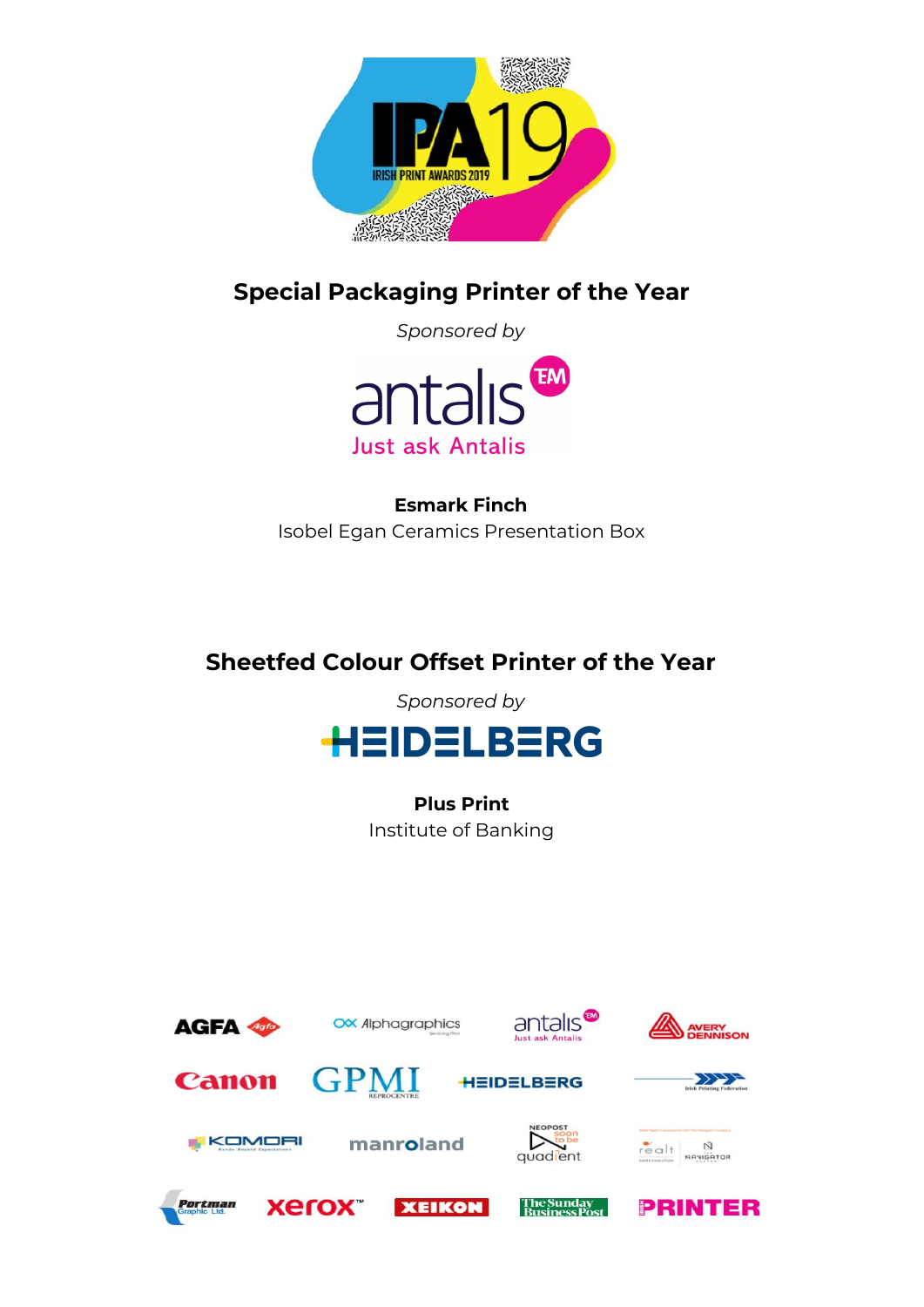## Special Packaging Printer of the Year

*Sponsored by*

**Esmark Finch**
Isobel Egan Ceramics Presentation Box

## Sheetfed Colour Offset Printer of the Year

*Sponsored by*

**Plus Print**
Institute of Banking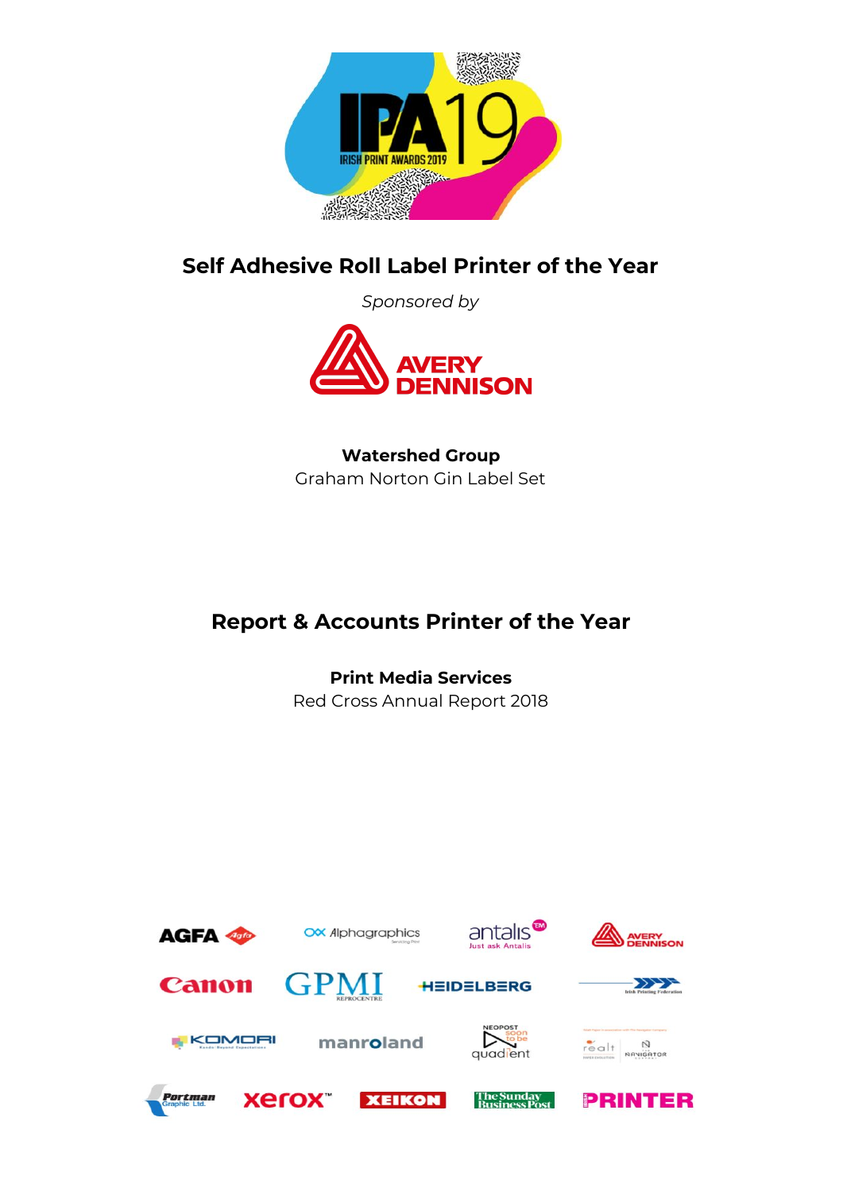## Self Adhesive Roll Label Printer of the Year

*Sponsored by*

**Watershed Group**
Graham Norton Gin Label Set

## Report & Accounts Printer of the Year

**Print Media Services**
Red Cross Annual Report 2018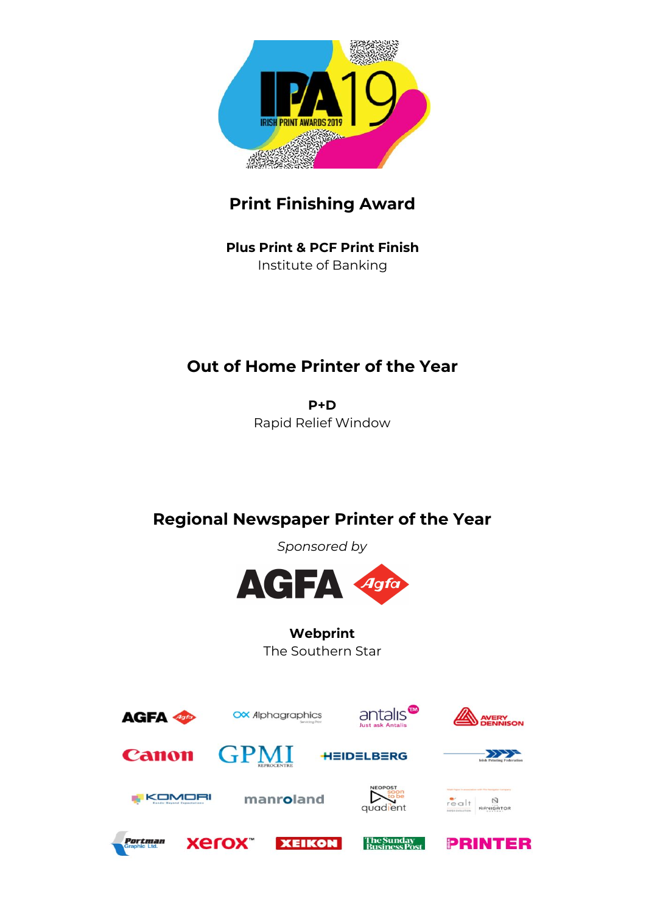## Print Finishing Award

**Plus Print & PCF Print Finish**
Institute of Banking

## Out of Home Printer of the Year

**P+D**
Rapid Relief Window

## Regional Newspaper Printer of the Year

*Sponsored by*

AGFA

**Webprint**
The Southern Star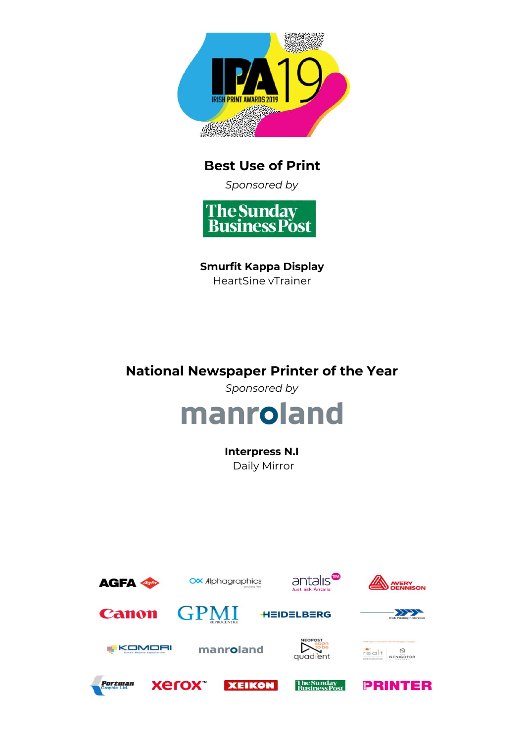## Best Use of Print

*Sponsored by*

The Sunday Business Post

**Smurfit Kappa Display**
HeartSine vTrainer

## National Newspaper Printer of the Year

*Sponsored by*

manroland

**Interpress N.I**
Daily Mirror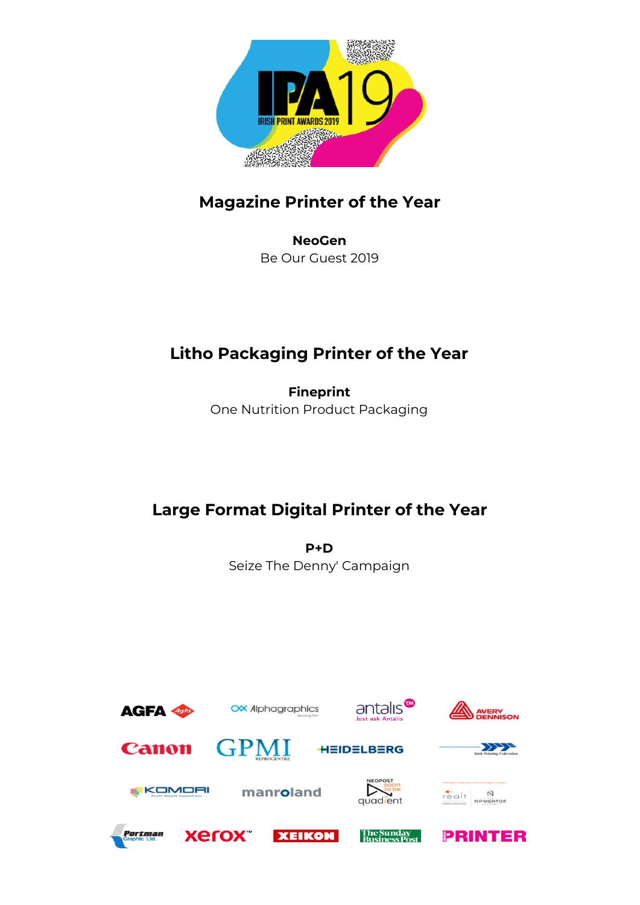## Magazine Printer of the Year

**NeoGen**
Be Our Guest 2019

## Litho Packaging Printer of the Year

**Fineprint**
One Nutrition Product Packaging

## Large Format Digital Printer of the Year

**P+D**
Seize The Denny' Campaign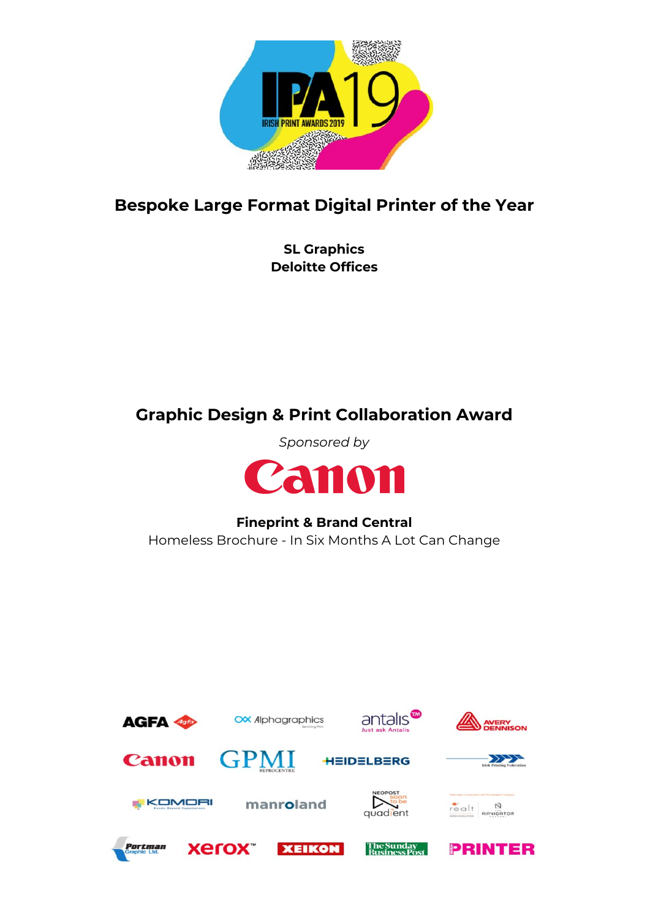## Bespoke Large Format Digital Printer of the Year

**SL Graphics**
**Deloitte Offices**

## Graphic Design & Print Collaboration Award

*Sponsored by*

Canon

**Fineprint & Brand Central**
Homeless Brochure - In Six Months A Lot Can Change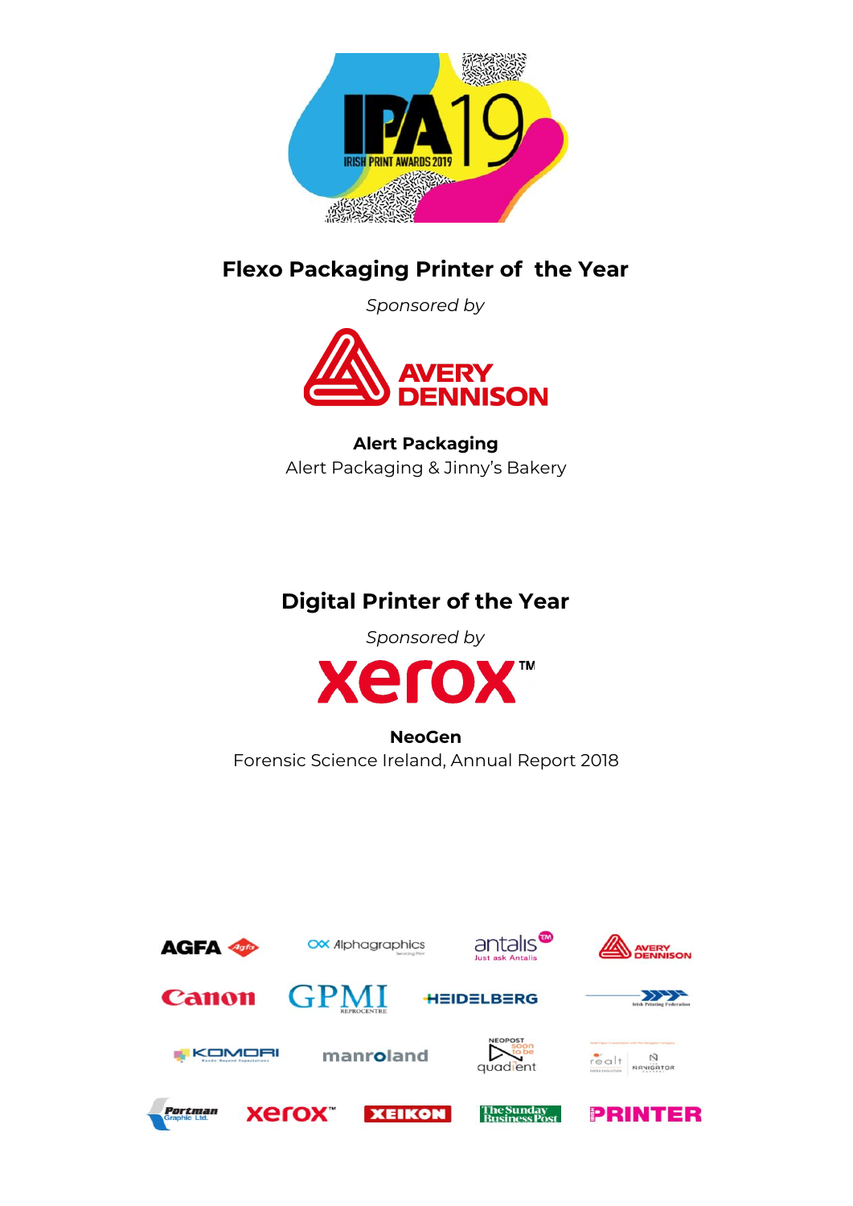## Flexo Packaging Printer of the Year

*Sponsored by*

**Alert Packaging**

Alert Packaging & Jinny's Bakery

## Digital Printer of the Year

*Sponsored by*

**NeoGen**

Forensic Science Ireland, Annual Report 2018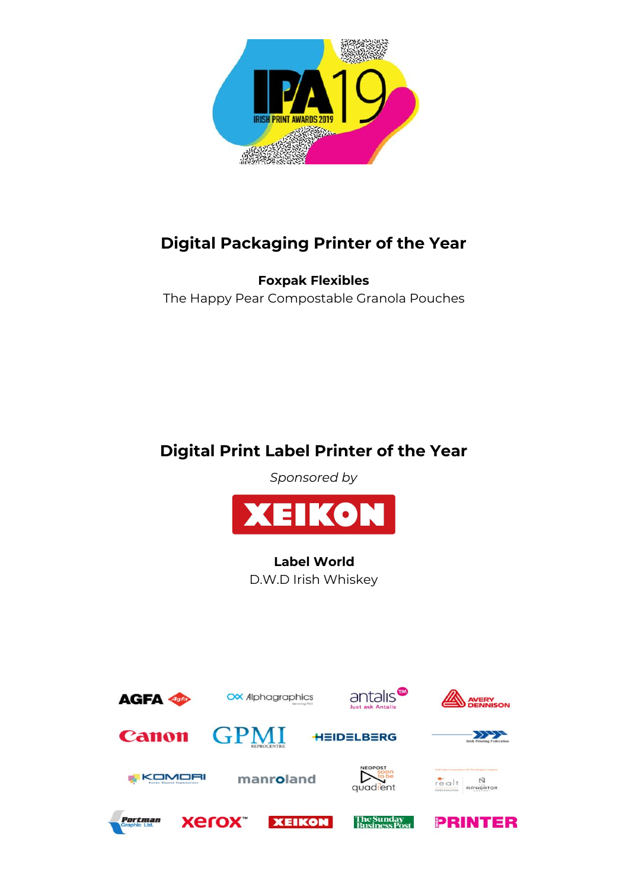## Digital Packaging Printer of the Year

**Foxpak Flexibles**
The Happy Pear Compostable Granola Pouches

## Digital Print Label Printer of the Year

*Sponsored by*

XEIKON

**Label World**
D.W.D Irish Whiskey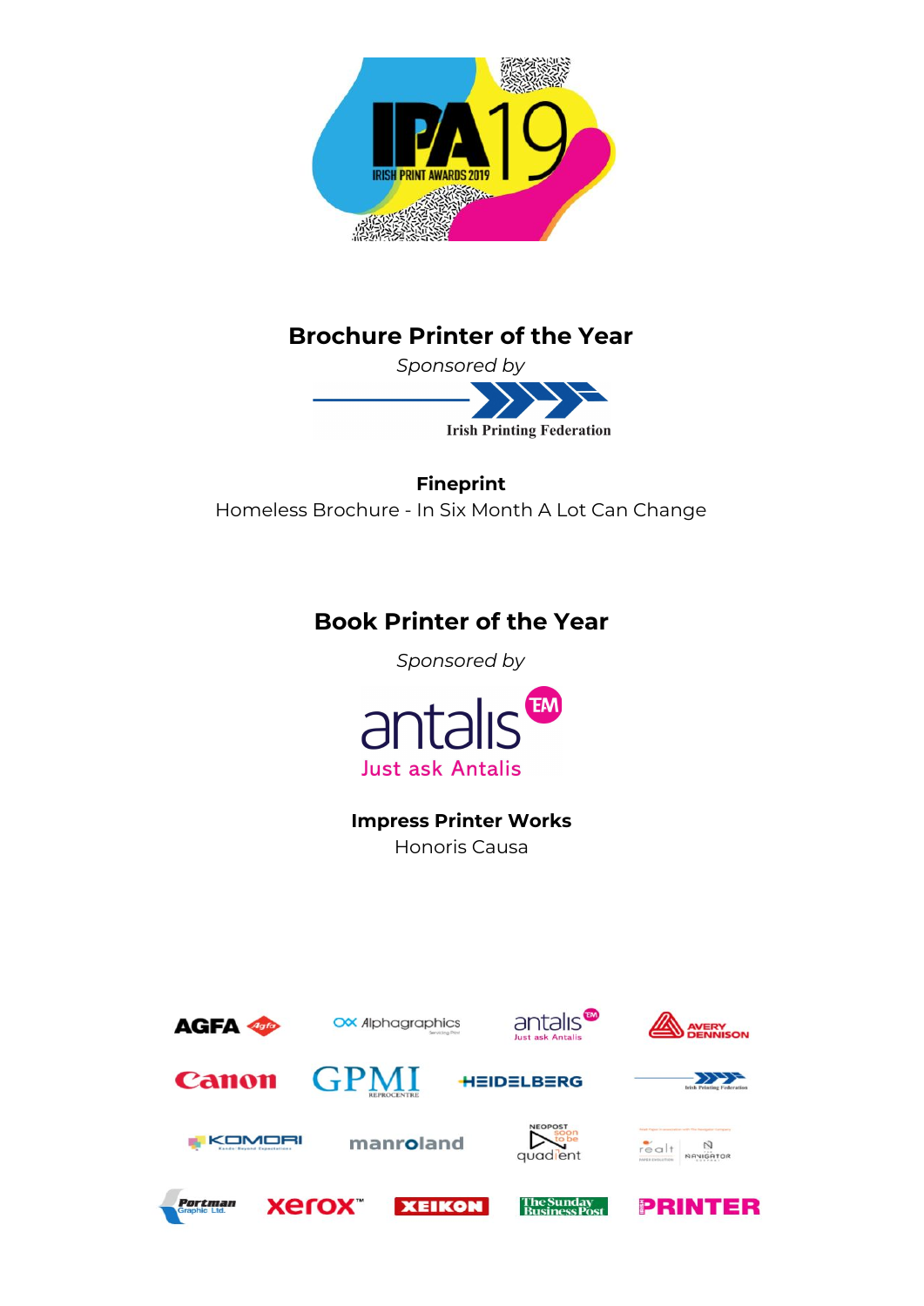## Brochure Printer of the Year

*Sponsored by*

Irish Printing Federation

**Fineprint**

Homeless Brochure - In Six Month A Lot Can Change

## Book Printer of the Year

*Sponsored by*

antalis

Just ask Antalis

**Impress Printer Works**

Honoris Causa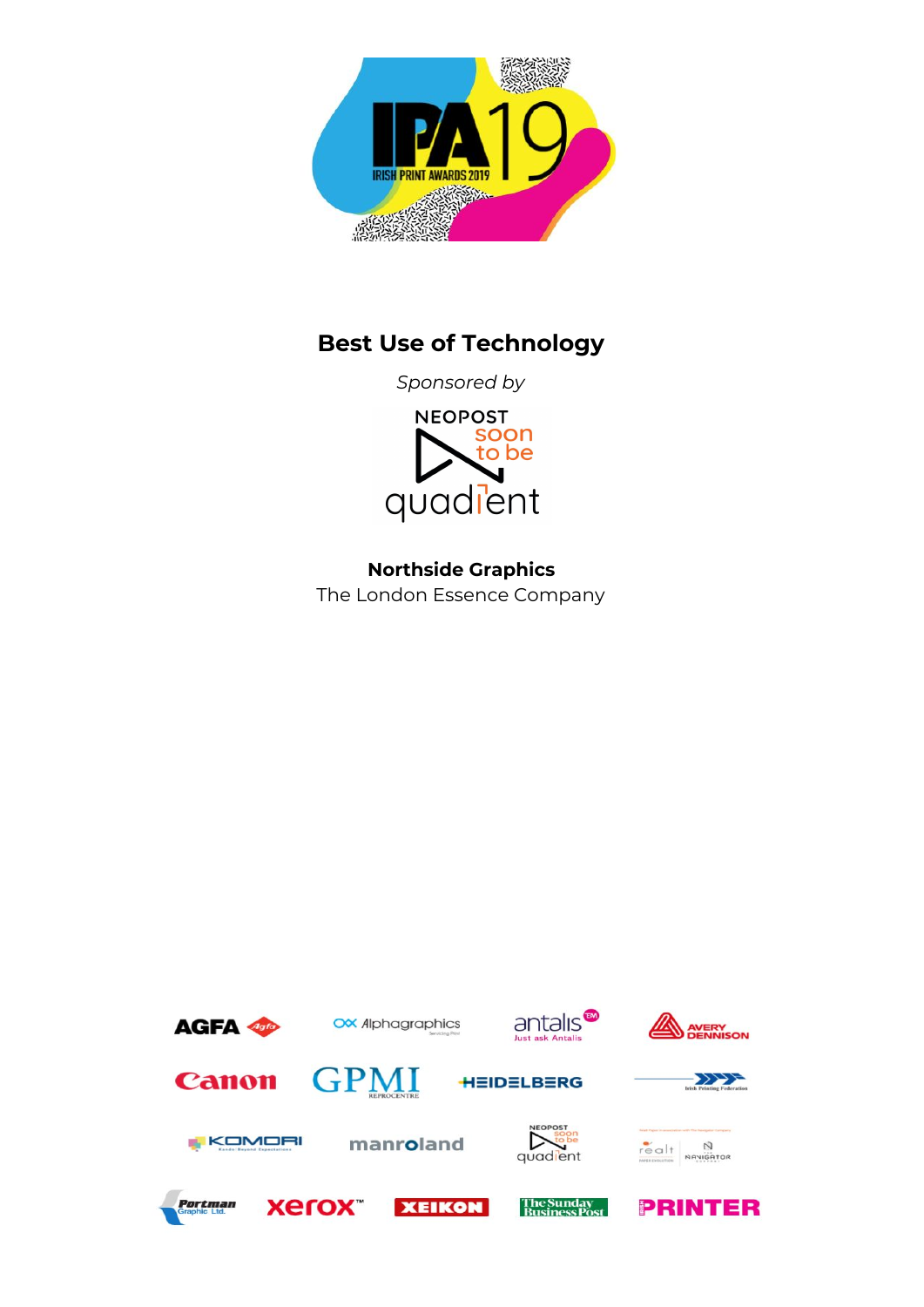## Best Use of Technology

*Sponsored by*

**Northside Graphics**

The London Essence Company